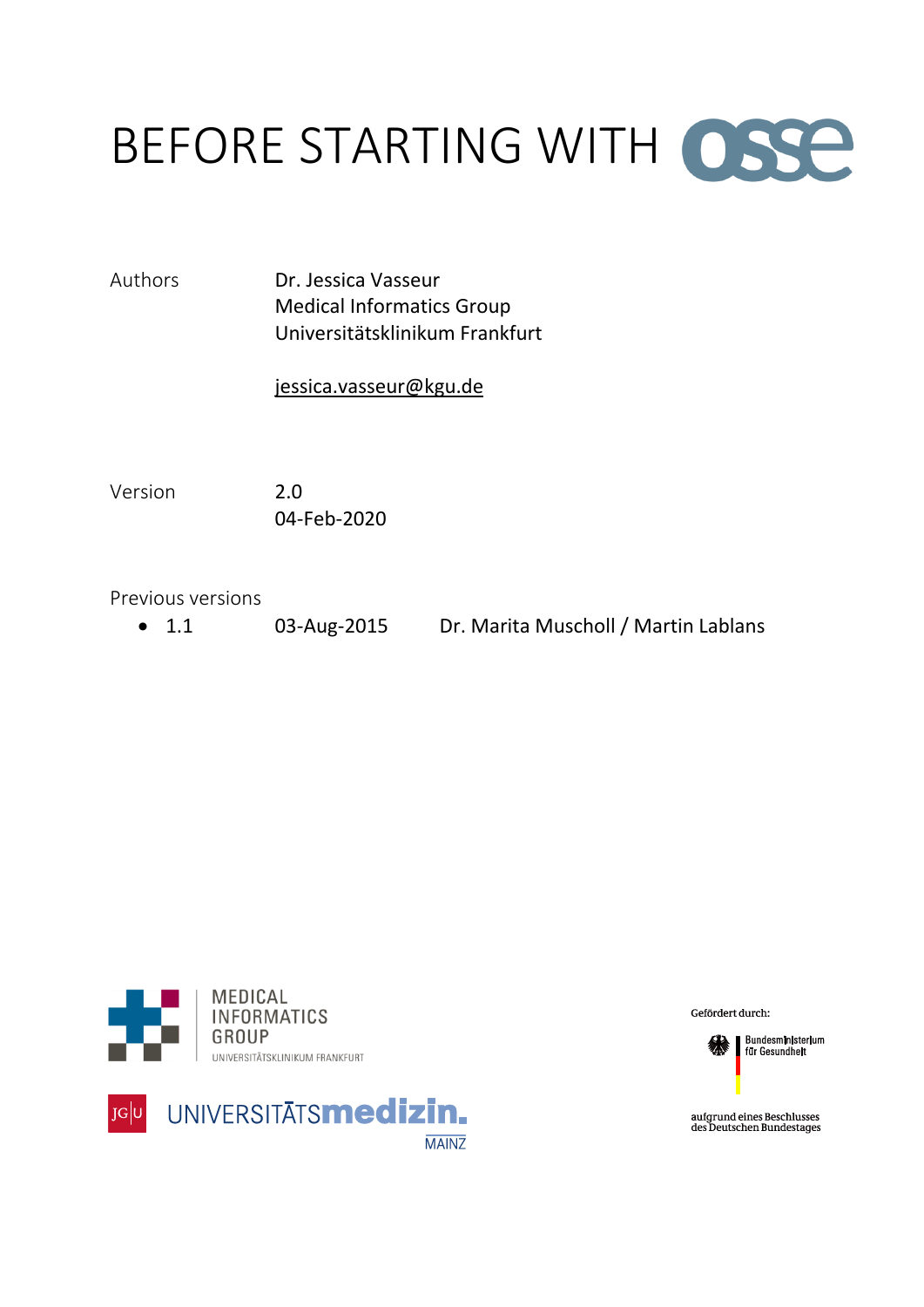# BEFORE STARTING WITH osse

| | |
|---|---|
| Authors | Dr. Jessica Vasseur<br>Medical Informatics Group<br>Universitätsklinikum Frankfurt<br><br>jessica.vasseur@kgu.de |
| Version | 2.0<br>04-Feb-2020 |

Previous versions

- 1.1 03-Aug-2015 Dr. Marita Muscholl / Martin Lablans

MEDICAL INFORMATICS GROUP
UNIVERSITÄTSKLINIKUM FRANKFURT

JG|U UNIVERSITÄTSmedizin. MAINZ

Gefördert durch:

Bundesministerium für Gesundheit

aufgrund eines Beschlusses des Deutschen Bundestages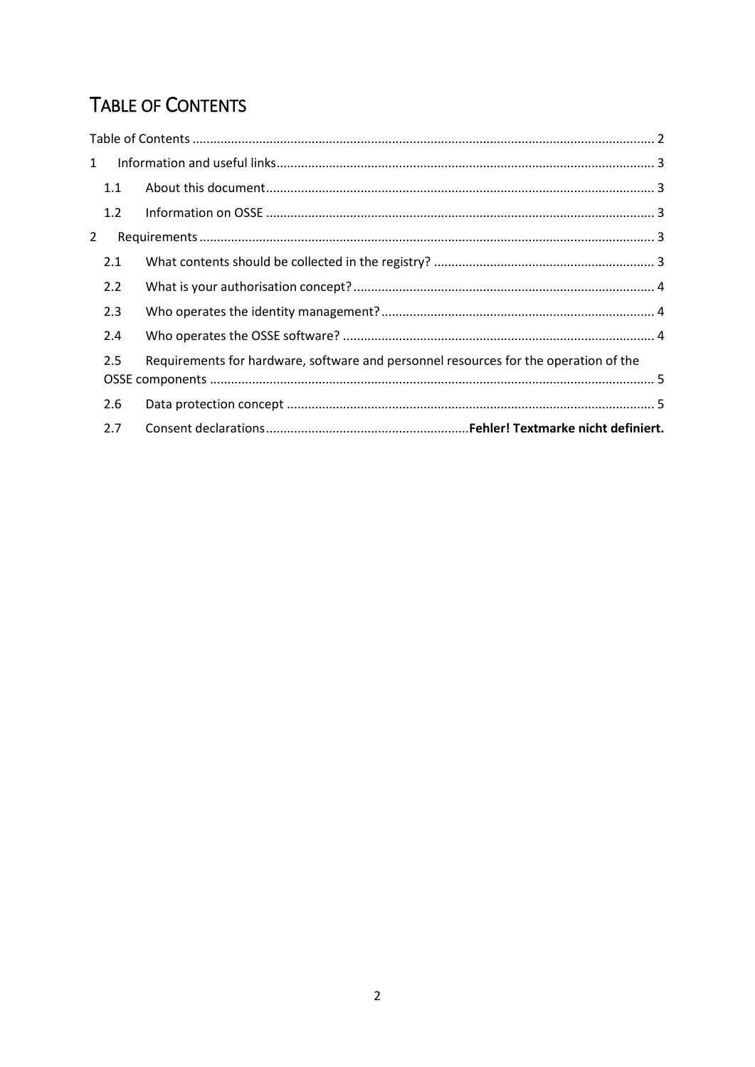# Table of Contents

Table of Contents ........................................................................................................................ 2

1 Information and useful links ........................................................................................... 3

  1.1 About this document ................................................................................................ 3

  1.2 Information on OSSE ................................................................................................ 3

2 Requirements ................................................................................................................ 3

  2.1 What contents should be collected in the registry? ................................................ 3

  2.2 What is your authorisation concept? ....................................................................... 4

  2.3 Who operates the identity management? ................................................................ 4

  2.4 Who operates the OSSE software? .......................................................................... 4

  2.5 Requirements for hardware, software and personnel resources for the operation of the OSSE components ................................................................................................................ 5

  2.6 Data protection concept .......................................................................................... 5

  2.7 Consent declarations .......................................................... **Fehler! Textmarke nicht definiert.**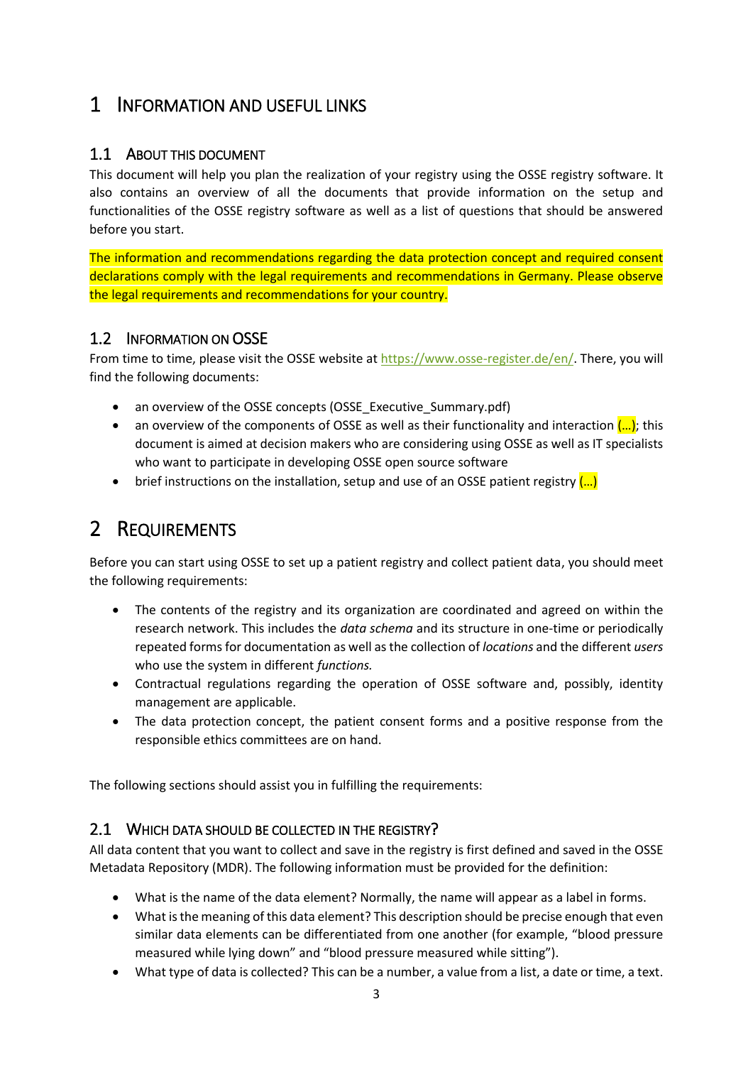# 1 Information and Useful Links

## 1.1 About this document

This document will help you plan the realization of your registry using the OSSE registry software. It also contains an overview of all the documents that provide information on the setup and functionalities of the OSSE registry software as well as a list of questions that should be answered before you start.

The information and recommendations regarding the data protection concept and required consent declarations comply with the legal requirements and recommendations in Germany. Please observe the legal requirements and recommendations for your country.

## 1.2 Information on OSSE

From time to time, please visit the OSSE website at https://www.osse-register.de/en/. There, you will find the following documents:

- an overview of the OSSE concepts (OSSE_Executive_Summary.pdf)
- an overview of the components of OSSE as well as their functionality and interaction (…); this document is aimed at decision makers who are considering using OSSE as well as IT specialists who want to participate in developing OSSE open source software
- brief instructions on the installation, setup and use of an OSSE patient registry (…)

# 2 Requirements

Before you can start using OSSE to set up a patient registry and collect patient data, you should meet the following requirements:

- The contents of the registry and its organization are coordinated and agreed on within the research network. This includes the *data schema* and its structure in one-time or periodically repeated forms for documentation as well as the collection of *locations* and the different *users* who use the system in different *functions*.
- Contractual regulations regarding the operation of OSSE software and, possibly, identity management are applicable.
- The data protection concept, the patient consent forms and a positive response from the responsible ethics committees are on hand.

The following sections should assist you in fulfilling the requirements:

## 2.1 Which data should be collected in the registry?

All data content that you want to collect and save in the registry is first defined and saved in the OSSE Metadata Repository (MDR). The following information must be provided for the definition:

- What is the name of the data element? Normally, the name will appear as a label in forms.
- What is the meaning of this data element? This description should be precise enough that even similar data elements can be differentiated from one another (for example, “blood pressure measured while lying down” and “blood pressure measured while sitting”).
- What type of data is collected? This can be a number, a value from a list, a date or time, a text.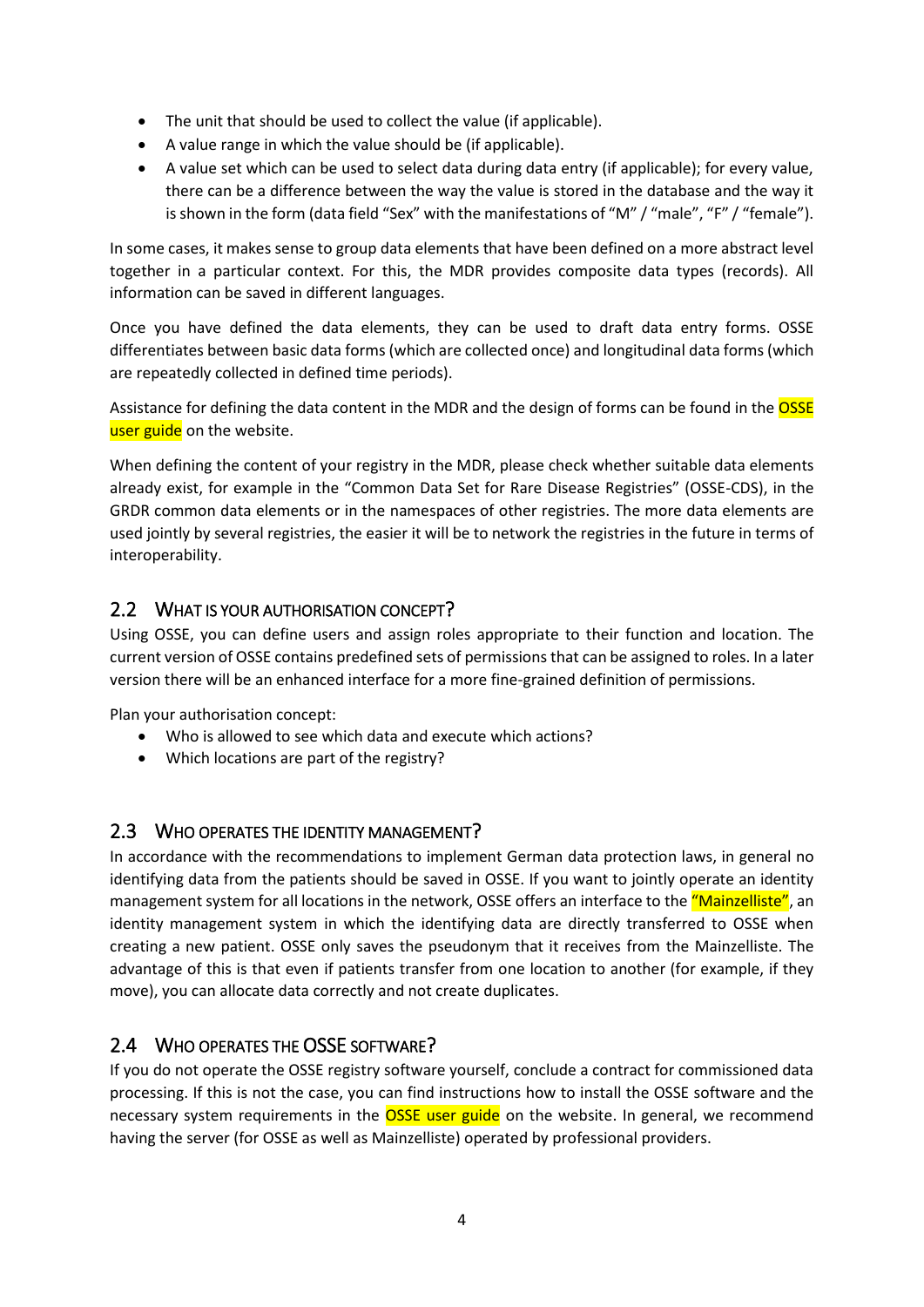- The unit that should be used to collect the value (if applicable).
- A value range in which the value should be (if applicable).
- A value set which can be used to select data during data entry (if applicable); for every value, there can be a difference between the way the value is stored in the database and the way it is shown in the form (data field "Sex" with the manifestations of "M" / "male", "F" / "female").

In some cases, it makes sense to group data elements that have been defined on a more abstract level together in a particular context. For this, the MDR provides composite data types (records). All information can be saved in different languages.

Once you have defined the data elements, they can be used to draft data entry forms. OSSE differentiates between basic data forms (which are collected once) and longitudinal data forms (which are repeatedly collected in defined time periods).

Assistance for defining the data content in the MDR and the design of forms can be found in the OSSE user guide on the website.

When defining the content of your registry in the MDR, please check whether suitable data elements already exist, for example in the "Common Data Set for Rare Disease Registries" (OSSE-CDS), in the GRDR common data elements or in the namespaces of other registries. The more data elements are used jointly by several registries, the easier it will be to network the registries in the future in terms of interoperability.

## 2.2 What is your authorisation concept?

Using OSSE, you can define users and assign roles appropriate to their function and location. The current version of OSSE contains predefined sets of permissions that can be assigned to roles. In a later version there will be an enhanced interface for a more fine-grained definition of permissions.

Plan your authorisation concept:

- Who is allowed to see which data and execute which actions?
- Which locations are part of the registry?

## 2.3 Who operates the identity management?

In accordance with the recommendations to implement German data protection laws, in general no identifying data from the patients should be saved in OSSE. If you want to jointly operate an identity management system for all locations in the network, OSSE offers an interface to the "Mainzelliste", an identity management system in which the identifying data are directly transferred to OSSE when creating a new patient. OSSE only saves the pseudonym that it receives from the Mainzelliste. The advantage of this is that even if patients transfer from one location to another (for example, if they move), you can allocate data correctly and not create duplicates.

## 2.4 Who operates the OSSE software?

If you do not operate the OSSE registry software yourself, conclude a contract for commissioned data processing. If this is not the case, you can find instructions how to install the OSSE software and the necessary system requirements in the OSSE user guide on the website. In general, we recommend having the server (for OSSE as well as Mainzelliste) operated by professional providers.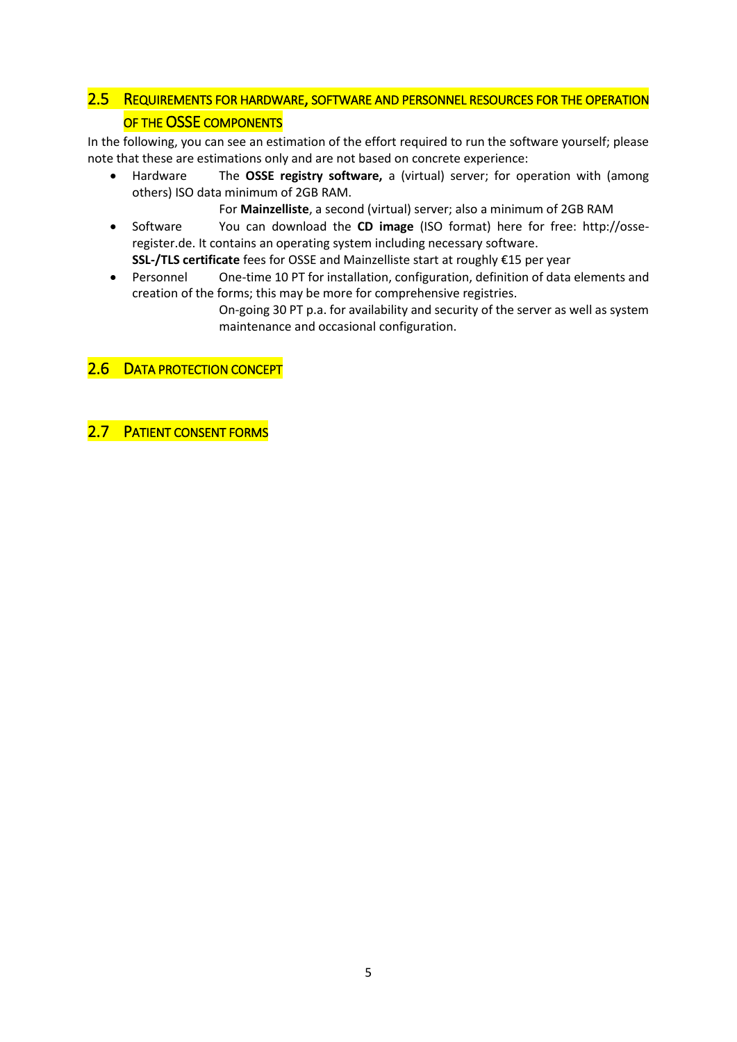## 2.5 Requirements for hardware, software and personnel resources for the operation of the OSSE components

In the following, you can see an estimation of the effort required to run the software yourself; please note that these are estimations only and are not based on concrete experience:

- Hardware The **OSSE registry software,** a (virtual) server; for operation with (among others) ISO data minimum of 2GB RAM.

  For **Mainzelliste**, a second (virtual) server; also a minimum of 2GB RAM
- Software You can download the **CD image** (ISO format) here for free: http://osse-register.de. It contains an operating system including necessary software.

  **SSL-/TLS certificate** fees for OSSE and Mainzelliste start at roughly €15 per year
- Personnel One-time 10 PT for installation, configuration, definition of data elements and creation of the forms; this may be more for comprehensive registries.

  On-going 30 PT p.a. for availability and security of the server as well as system maintenance and occasional configuration.

## 2.6 Data protection concept

## 2.7 Patient consent forms